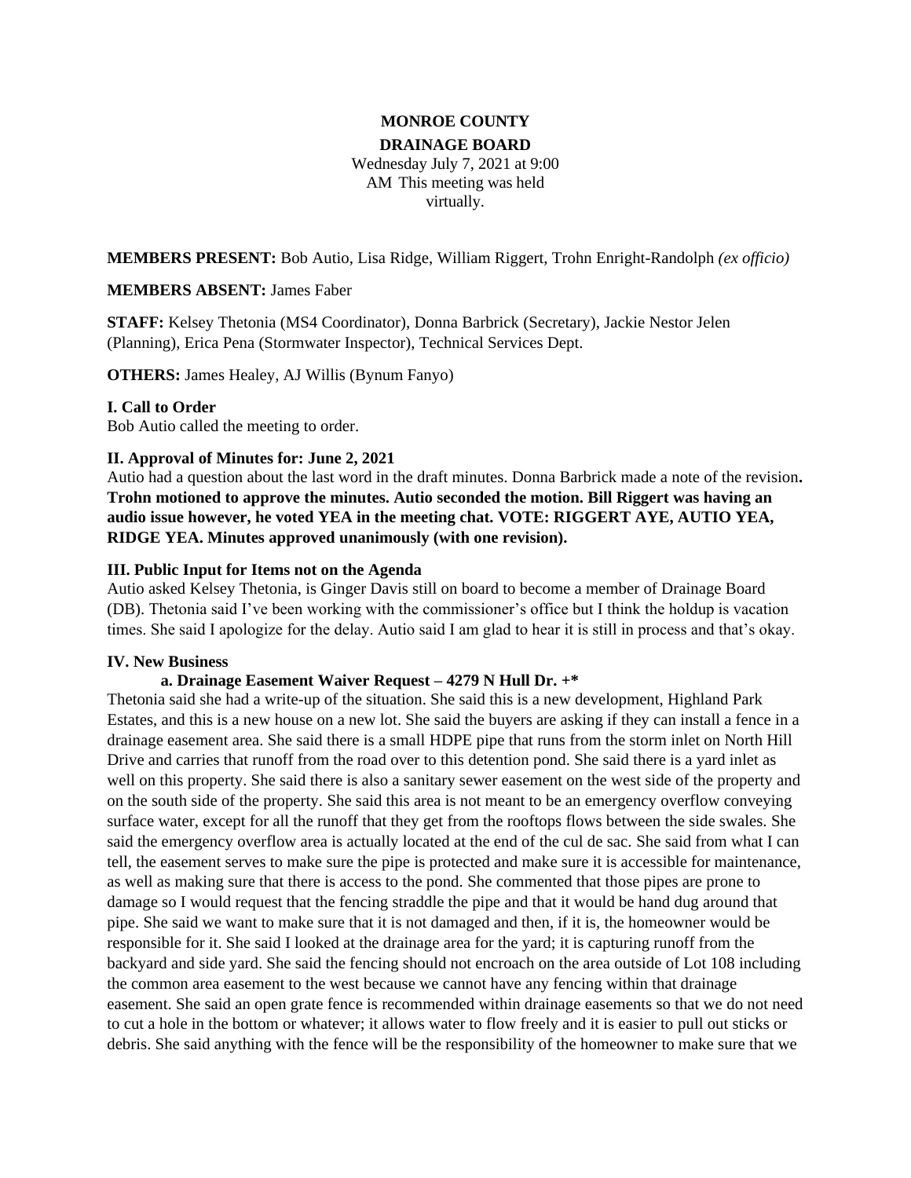**MONROE COUNTY**

**DRAINAGE BOARD**

Wednesday July 7, 2021 at 9:00 AM This meeting was held virtually.

**MEMBERS PRESENT:** Bob Autio, Lisa Ridge, William Riggert, Trohn Enright-Randolph *(ex officio)*

**MEMBERS ABSENT:** James Faber

**STAFF:** Kelsey Thetonia (MS4 Coordinator), Donna Barbrick (Secretary), Jackie Nestor Jelen (Planning), Erica Pena (Stormwater Inspector), Technical Services Dept.

**OTHERS:** James Healey, AJ Willis (Bynum Fanyo)

**I. Call to Order**

Bob Autio called the meeting to order.

**II. Approval of Minutes for: June 2, 2021**

Autio had a question about the last word in the draft minutes. Donna Barbrick made a note of the revision**. Trohn motioned to approve the minutes. Autio seconded the motion. Bill Riggert was having an audio issue however, he voted YEA in the meeting chat. VOTE: RIGGERT AYE, AUTIO YEA, RIDGE YEA. Minutes approved unanimously (with one revision).**

**III. Public Input for Items not on the Agenda**

Autio asked Kelsey Thetonia, is Ginger Davis still on board to become a member of Drainage Board (DB). Thetonia said I've been working with the commissioner's office but I think the holdup is vacation times. She said I apologize for the delay. Autio said I am glad to hear it is still in process and that's okay.

**IV. New Business**

**a. Drainage Easement Waiver Request – 4279 N Hull Dr. +***

Thetonia said she had a write-up of the situation. She said this is a new development, Highland Park Estates, and this is a new house on a new lot. She said the buyers are asking if they can install a fence in a drainage easement area. She said there is a small HDPE pipe that runs from the storm inlet on North Hill Drive and carries that runoff from the road over to this detention pond. She said there is a yard inlet as well on this property. She said there is also a sanitary sewer easement on the west side of the property and on the south side of the property. She said this area is not meant to be an emergency overflow conveying surface water, except for all the runoff that they get from the rooftops flows between the side swales. She said the emergency overflow area is actually located at the end of the cul de sac. She said from what I can tell, the easement serves to make sure the pipe is protected and make sure it is accessible for maintenance, as well as making sure that there is access to the pond. She commented that those pipes are prone to damage so I would request that the fencing straddle the pipe and that it would be hand dug around that pipe. She said we want to make sure that it is not damaged and then, if it is, the homeowner would be responsible for it. She said I looked at the drainage area for the yard; it is capturing runoff from the backyard and side yard. She said the fencing should not encroach on the area outside of Lot 108 including the common area easement to the west because we cannot have any fencing within that drainage easement. She said an open grate fence is recommended within drainage easements so that we do not need to cut a hole in the bottom or whatever; it allows water to flow freely and it is easier to pull out sticks or debris. She said anything with the fence will be the responsibility of the homeowner to make sure that we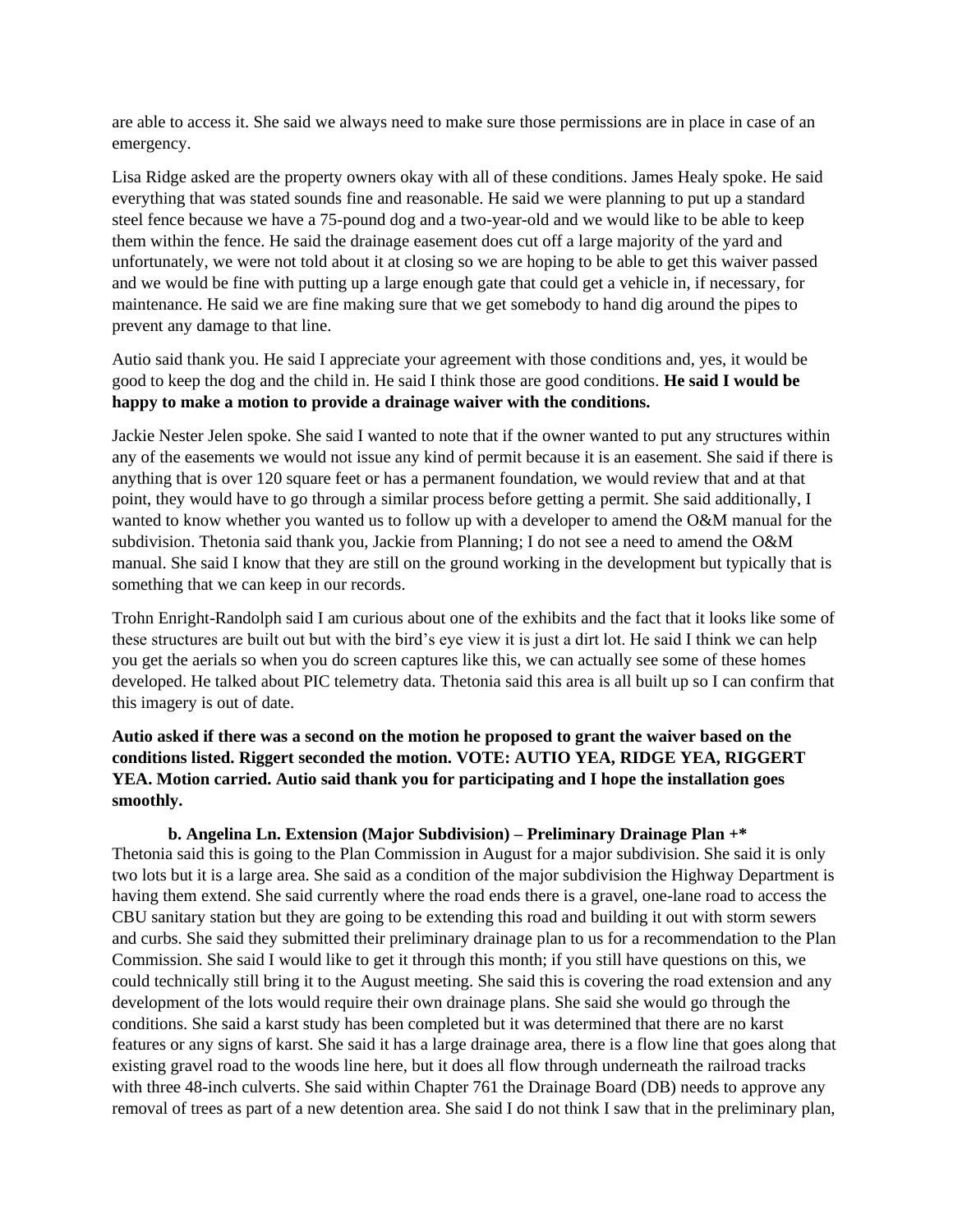are able to access it. She said we always need to make sure those permissions are in place in case of an emergency.

Lisa Ridge asked are the property owners okay with all of these conditions. James Healy spoke. He said everything that was stated sounds fine and reasonable. He said we were planning to put up a standard steel fence because we have a 75-pound dog and a two-year-old and we would like to be able to keep them within the fence. He said the drainage easement does cut off a large majority of the yard and unfortunately, we were not told about it at closing so we are hoping to be able to get this waiver passed and we would be fine with putting up a large enough gate that could get a vehicle in, if necessary, for maintenance. He said we are fine making sure that we get somebody to hand dig around the pipes to prevent any damage to that line.

Autio said thank you. He said I appreciate your agreement with those conditions and, yes, it would be good to keep the dog and the child in. He said I think those are good conditions. **He said I would be happy to make a motion to provide a drainage waiver with the conditions.**

Jackie Nester Jelen spoke. She said I wanted to note that if the owner wanted to put any structures within any of the easements we would not issue any kind of permit because it is an easement. She said if there is anything that is over 120 square feet or has a permanent foundation, we would review that and at that point, they would have to go through a similar process before getting a permit. She said additionally, I wanted to know whether you wanted us to follow up with a developer to amend the O&M manual for the subdivision. Thetonia said thank you, Jackie from Planning; I do not see a need to amend the O&M manual. She said I know that they are still on the ground working in the development but typically that is something that we can keep in our records.

Trohn Enright-Randolph said I am curious about one of the exhibits and the fact that it looks like some of these structures are built out but with the bird's eye view it is just a dirt lot. He said I think we can help you get the aerials so when you do screen captures like this, we can actually see some of these homes developed. He talked about PIC telemetry data. Thetonia said this area is all built up so I can confirm that this imagery is out of date.

**Autio asked if there was a second on the motion he proposed to grant the waiver based on the conditions listed. Riggert seconded the motion. VOTE: AUTIO YEA, RIDGE YEA, RIGGERT YEA. Motion carried. Autio said thank you for participating and I hope the installation goes smoothly.**

**b. Angelina Ln. Extension (Major Subdivision) – Preliminary Drainage Plan +***

Thetonia said this is going to the Plan Commission in August for a major subdivision. She said it is only two lots but it is a large area. She said as a condition of the major subdivision the Highway Department is having them extend. She said currently where the road ends there is a gravel, one-lane road to access the CBU sanitary station but they are going to be extending this road and building it out with storm sewers and curbs. She said they submitted their preliminary drainage plan to us for a recommendation to the Plan Commission. She said I would like to get it through this month; if you still have questions on this, we could technically still bring it to the August meeting. She said this is covering the road extension and any development of the lots would require their own drainage plans. She said she would go through the conditions. She said a karst study has been completed but it was determined that there are no karst features or any signs of karst. She said it has a large drainage area, there is a flow line that goes along that existing gravel road to the woods line here, but it does all flow through underneath the railroad tracks with three 48-inch culverts. She said within Chapter 761 the Drainage Board (DB) needs to approve any removal of trees as part of a new detention area. She said I do not think I saw that in the preliminary plan,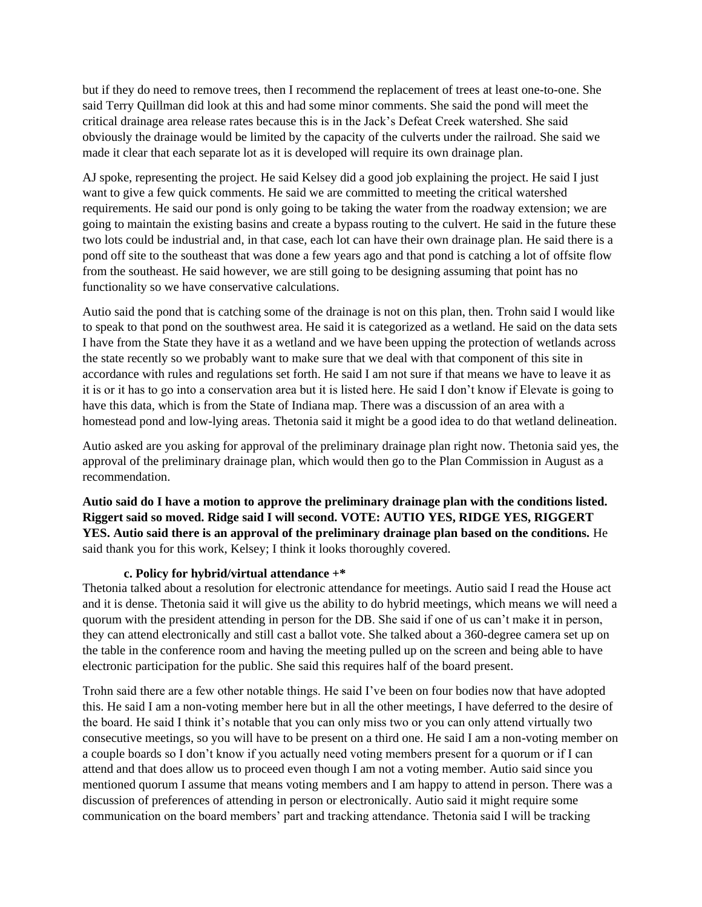but if they do need to remove trees, then I recommend the replacement of trees at least one-to-one. She said Terry Quillman did look at this and had some minor comments. She said the pond will meet the critical drainage area release rates because this is in the Jack's Defeat Creek watershed. She said obviously the drainage would be limited by the capacity of the culverts under the railroad. She said we made it clear that each separate lot as it is developed will require its own drainage plan.

AJ spoke, representing the project. He said Kelsey did a good job explaining the project. He said I just want to give a few quick comments. He said we are committed to meeting the critical watershed requirements. He said our pond is only going to be taking the water from the roadway extension; we are going to maintain the existing basins and create a bypass routing to the culvert. He said in the future these two lots could be industrial and, in that case, each lot can have their own drainage plan. He said there is a pond off site to the southeast that was done a few years ago and that pond is catching a lot of offsite flow from the southeast. He said however, we are still going to be designing assuming that point has no functionality so we have conservative calculations.

Autio said the pond that is catching some of the drainage is not on this plan, then. Trohn said I would like to speak to that pond on the southwest area. He said it is categorized as a wetland. He said on the data sets I have from the State they have it as a wetland and we have been upping the protection of wetlands across the state recently so we probably want to make sure that we deal with that component of this site in accordance with rules and regulations set forth. He said I am not sure if that means we have to leave it as it is or it has to go into a conservation area but it is listed here. He said I don't know if Elevate is going to have this data, which is from the State of Indiana map. There was a discussion of an area with a homestead pond and low-lying areas. Thetonia said it might be a good idea to do that wetland delineation.

Autio asked are you asking for approval of the preliminary drainage plan right now. Thetonia said yes, the approval of the preliminary drainage plan, which would then go to the Plan Commission in August as a recommendation.

**Autio said do I have a motion to approve the preliminary drainage plan with the conditions listed. Riggert said so moved. Ridge said I will second. VOTE: AUTIO YES, RIDGE YES, RIGGERT YES. Autio said there is an approval of the preliminary drainage plan based on the conditions.** He said thank you for this work, Kelsey; I think it looks thoroughly covered.

**c. Policy for hybrid/virtual attendance +***

Thetonia talked about a resolution for electronic attendance for meetings. Autio said I read the House act and it is dense. Thetonia said it will give us the ability to do hybrid meetings, which means we will need a quorum with the president attending in person for the DB. She said if one of us can't make it in person, they can attend electronically and still cast a ballot vote. She talked about a 360-degree camera set up on the table in the conference room and having the meeting pulled up on the screen and being able to have electronic participation for the public. She said this requires half of the board present.

Trohn said there are a few other notable things. He said I've been on four bodies now that have adopted this. He said I am a non-voting member here but in all the other meetings, I have deferred to the desire of the board. He said I think it's notable that you can only miss two or you can only attend virtually two consecutive meetings, so you will have to be present on a third one. He said I am a non-voting member on a couple boards so I don't know if you actually need voting members present for a quorum or if I can attend and that does allow us to proceed even though I am not a voting member. Autio said since you mentioned quorum I assume that means voting members and I am happy to attend in person. There was a discussion of preferences of attending in person or electronically. Autio said it might require some communication on the board members' part and tracking attendance. Thetonia said I will be tracking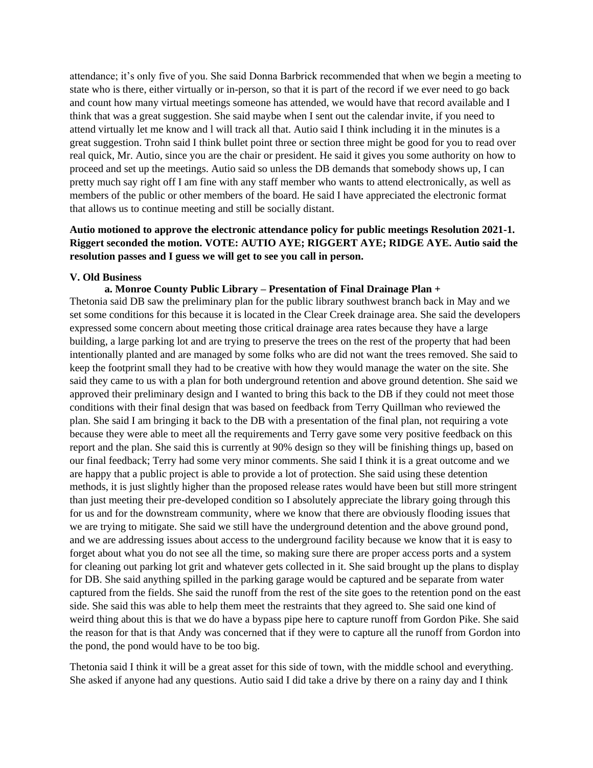attendance; it's only five of you. She said Donna Barbrick recommended that when we begin a meeting to state who is there, either virtually or in-person, so that it is part of the record if we ever need to go back and count how many virtual meetings someone has attended, we would have that record available and I think that was a great suggestion. She said maybe when I sent out the calendar invite, if you need to attend virtually let me know and l will track all that. Autio said I think including it in the minutes is a great suggestion. Trohn said I think bullet point three or section three might be good for you to read over real quick, Mr. Autio, since you are the chair or president. He said it gives you some authority on how to proceed and set up the meetings. Autio said so unless the DB demands that somebody shows up, I can pretty much say right off I am fine with any staff member who wants to attend electronically, as well as members of the public or other members of the board. He said I have appreciated the electronic format that allows us to continue meeting and still be socially distant.

**Autio motioned to approve the electronic attendance policy for public meetings Resolution 2021-1. Riggert seconded the motion. VOTE: AUTIO AYE; RIGGERT AYE; RIDGE AYE. Autio said the resolution passes and I guess we will get to see you call in person.**

**V. Old Business**

**a. Monroe County Public Library – Presentation of Final Drainage Plan +**

Thetonia said DB saw the preliminary plan for the public library southwest branch back in May and we set some conditions for this because it is located in the Clear Creek drainage area. She said the developers expressed some concern about meeting those critical drainage area rates because they have a large building, a large parking lot and are trying to preserve the trees on the rest of the property that had been intentionally planted and are managed by some folks who are did not want the trees removed. She said to keep the footprint small they had to be creative with how they would manage the water on the site. She said they came to us with a plan for both underground retention and above ground detention. She said we approved their preliminary design and I wanted to bring this back to the DB if they could not meet those conditions with their final design that was based on feedback from Terry Quillman who reviewed the plan. She said I am bringing it back to the DB with a presentation of the final plan, not requiring a vote because they were able to meet all the requirements and Terry gave some very positive feedback on this report and the plan. She said this is currently at 90% design so they will be finishing things up, based on our final feedback; Terry had some very minor comments. She said I think it is a great outcome and we are happy that a public project is able to provide a lot of protection. She said using these detention methods, it is just slightly higher than the proposed release rates would have been but still more stringent than just meeting their pre-developed condition so I absolutely appreciate the library going through this for us and for the downstream community, where we know that there are obviously flooding issues that we are trying to mitigate. She said we still have the underground detention and the above ground pond, and we are addressing issues about access to the underground facility because we know that it is easy to forget about what you do not see all the time, so making sure there are proper access ports and a system for cleaning out parking lot grit and whatever gets collected in it. She said brought up the plans to display for DB. She said anything spilled in the parking garage would be captured and be separate from water captured from the fields. She said the runoff from the rest of the site goes to the retention pond on the east side. She said this was able to help them meet the restraints that they agreed to. She said one kind of weird thing about this is that we do have a bypass pipe here to capture runoff from Gordon Pike. She said the reason for that is that Andy was concerned that if they were to capture all the runoff from Gordon into the pond, the pond would have to be too big.

Thetonia said I think it will be a great asset for this side of town, with the middle school and everything. She asked if anyone had any questions. Autio said I did take a drive by there on a rainy day and I think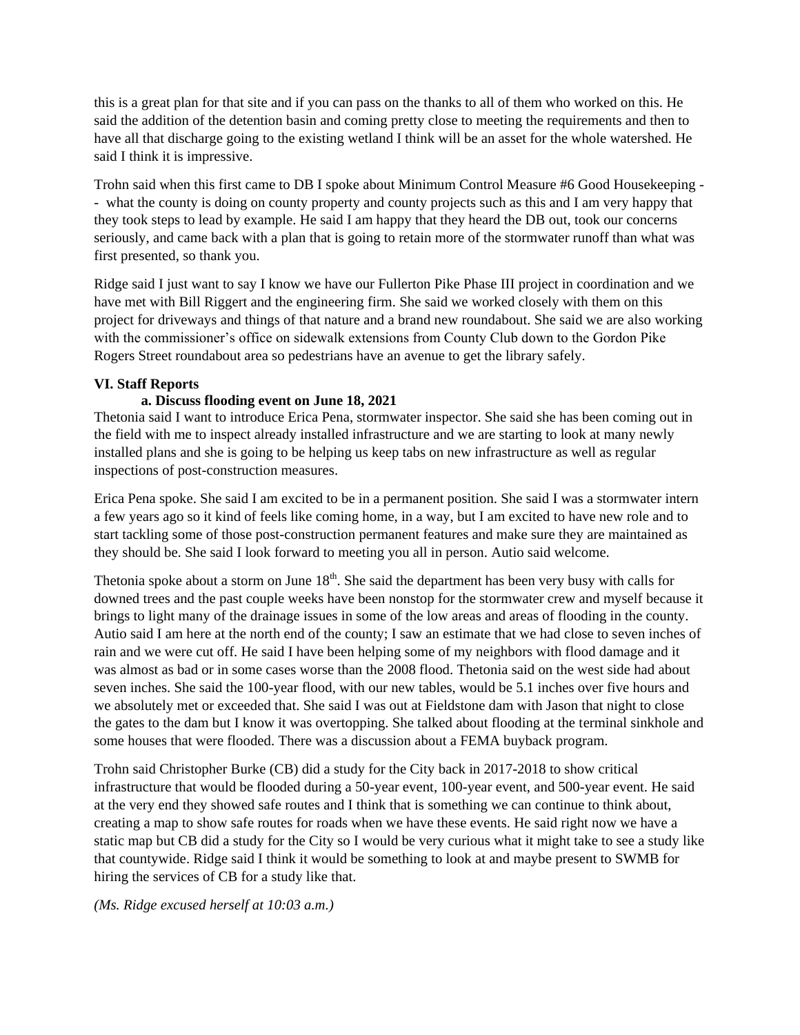this is a great plan for that site and if you can pass on the thanks to all of them who worked on this. He said the addition of the detention basin and coming pretty close to meeting the requirements and then to have all that discharge going to the existing wetland I think will be an asset for the whole watershed. He said I think it is impressive.

Trohn said when this first came to DB I spoke about Minimum Control Measure #6 Good Housekeeping -- what the county is doing on county property and county projects such as this and I am very happy that they took steps to lead by example. He said I am happy that they heard the DB out, took our concerns seriously, and came back with a plan that is going to retain more of the stormwater runoff than what was first presented, so thank you.

Ridge said I just want to say I know we have our Fullerton Pike Phase III project in coordination and we have met with Bill Riggert and the engineering firm. She said we worked closely with them on this project for driveways and things of that nature and a brand new roundabout. She said we are also working with the commissioner's office on sidewalk extensions from County Club down to the Gordon Pike Rogers Street roundabout area so pedestrians have an avenue to get the library safely.

**VI. Staff Reports**

**a. Discuss flooding event on June 18, 2021**

Thetonia said I want to introduce Erica Pena, stormwater inspector. She said she has been coming out in the field with me to inspect already installed infrastructure and we are starting to look at many newly installed plans and she is going to be helping us keep tabs on new infrastructure as well as regular inspections of post-construction measures.

Erica Pena spoke. She said I am excited to be in a permanent position. She said I was a stormwater intern a few years ago so it kind of feels like coming home, in a way, but I am excited to have new role and to start tackling some of those post-construction permanent features and make sure they are maintained as they should be. She said I look forward to meeting you all in person. Autio said welcome.

Thetonia spoke about a storm on June 18th. She said the department has been very busy with calls for downed trees and the past couple weeks have been nonstop for the stormwater crew and myself because it brings to light many of the drainage issues in some of the low areas and areas of flooding in the county. Autio said I am here at the north end of the county; I saw an estimate that we had close to seven inches of rain and we were cut off. He said I have been helping some of my neighbors with flood damage and it was almost as bad or in some cases worse than the 2008 flood. Thetonia said on the west side had about seven inches. She said the 100-year flood, with our new tables, would be 5.1 inches over five hours and we absolutely met or exceeded that. She said I was out at Fieldstone dam with Jason that night to close the gates to the dam but I know it was overtopping. She talked about flooding at the terminal sinkhole and some houses that were flooded. There was a discussion about a FEMA buyback program.

Trohn said Christopher Burke (CB) did a study for the City back in 2017-2018 to show critical infrastructure that would be flooded during a 50-year event, 100-year event, and 500-year event. He said at the very end they showed safe routes and I think that is something we can continue to think about, creating a map to show safe routes for roads when we have these events. He said right now we have a static map but CB did a study for the City so I would be very curious what it might take to see a study like that countywide. Ridge said I think it would be something to look at and maybe present to SWMB for hiring the services of CB for a study like that.

*(Ms. Ridge excused herself at 10:03 a.m.)*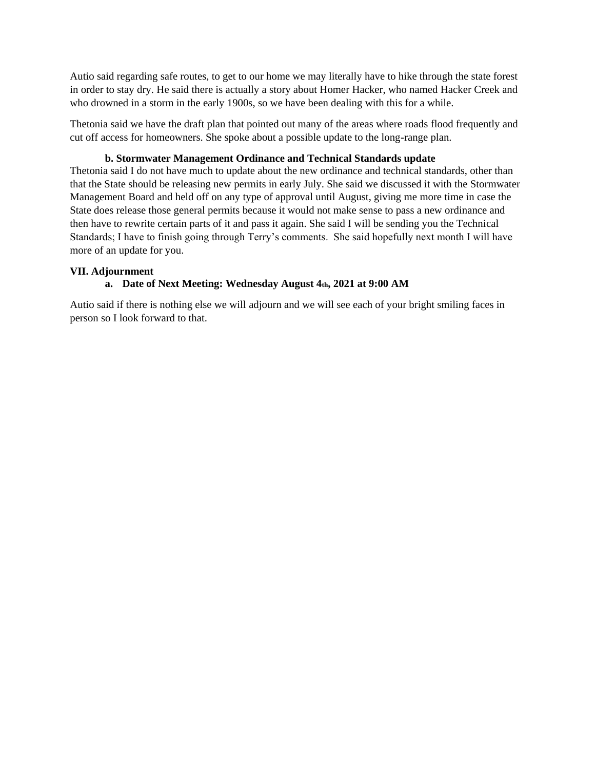Autio said regarding safe routes, to get to our home we may literally have to hike through the state forest in order to stay dry. He said there is actually a story about Homer Hacker, who named Hacker Creek and who drowned in a storm in the early 1900s, so we have been dealing with this for a while.

Thetonia said we have the draft plan that pointed out many of the areas where roads flood frequently and cut off access for homeowners. She spoke about a possible update to the long-range plan.

**b. Stormwater Management Ordinance and Technical Standards update**

Thetonia said I do not have much to update about the new ordinance and technical standards, other than that the State should be releasing new permits in early July. She said we discussed it with the Stormwater Management Board and held off on any type of approval until August, giving me more time in case the State does release those general permits because it would not make sense to pass a new ordinance and then have to rewrite certain parts of it and pass it again. She said I will be sending you the Technical Standards; I have to finish going through Terry's comments. She said hopefully next month I will have more of an update for you.

**VII. Adjournment**

**a. Date of Next Meeting: Wednesday August 4th, 2021 at 9:00 AM**

Autio said if there is nothing else we will adjourn and we will see each of your bright smiling faces in person so I look forward to that.